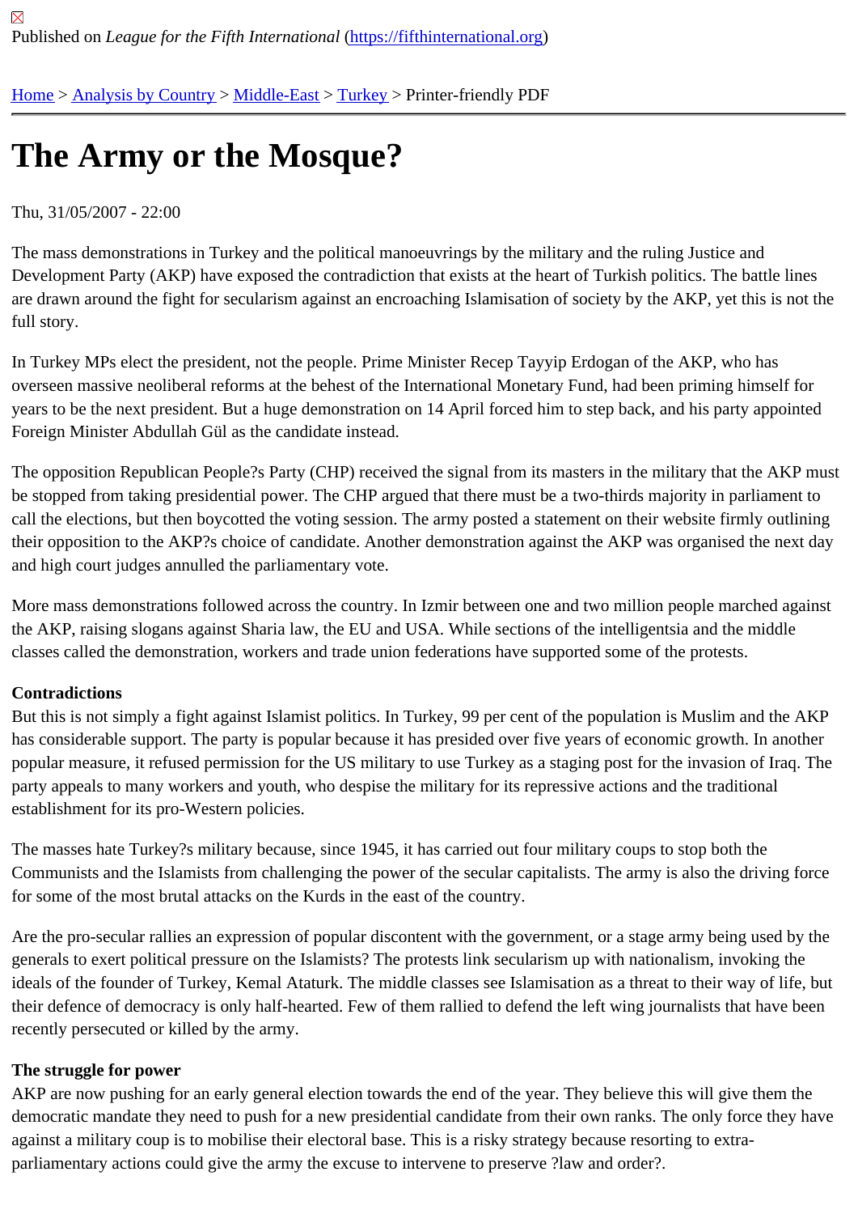Published on *League for the Fifth International* (https://fifthinternational.org)

Home > Analysis by Country > Middle-East > Turkey > Printer-friendly PDF

# The Army or the Mosque?

Thu, 31/05/2007 - 22:00

The mass demonstrations in Turkey and the political manoeuvrings by the military and the ruling Justice and Development Party (AKP) have exposed the contradiction that exists at the heart of Turkish politics. The battle lines are drawn around the fight for secularism against an encroaching Islamisation of society by the AKP, yet this is not the full story.

In Turkey MPs elect the president, not the people. Prime Minister Recep Tayyip Erdogan of the AKP, who has overseen massive neoliberal reforms at the behest of the International Monetary Fund, had been priming himself for years to be the next president. But a huge demonstration on 14 April forced him to step back, and his party appointed Foreign Minister Abdullah Gül as the candidate instead.

The opposition Republican People?s Party (CHP) received the signal from its masters in the military that the AKP must be stopped from taking presidential power. The CHP argued that there must be a two-thirds majority in parliament to call the elections, but then boycotted the voting session. The army posted a statement on their website firmly outlining their opposition to the AKP?s choice of candidate. Another demonstration against the AKP was organised the next day and high court judges annulled the parliamentary vote.

More mass demonstrations followed across the country. In Izmir between one and two million people marched against the AKP, raising slogans against Sharia law, the EU and USA. While sections of the intelligentsia and the middle classes called the demonstration, workers and trade union federations have supported some of the protests.

**Contradictions**

But this is not simply a fight against Islamist politics. In Turkey, 99 per cent of the population is Muslim and the AKP has considerable support. The party is popular because it has presided over five years of economic growth. In another popular measure, it refused permission for the US military to use Turkey as a staging post for the invasion of Iraq. The party appeals to many workers and youth, who despise the military for its repressive actions and the traditional establishment for its pro-Western policies.

The masses hate Turkey?s military because, since 1945, it has carried out four military coups to stop both the Communists and the Islamists from challenging the power of the secular capitalists. The army is also the driving force for some of the most brutal attacks on the Kurds in the east of the country.

Are the pro-secular rallies an expression of popular discontent with the government, or a stage army being used by the generals to exert political pressure on the Islamists? The protests link secularism up with nationalism, invoking the ideals of the founder of Turkey, Kemal Ataturk. The middle classes see Islamisation as a threat to their way of life, but their defence of democracy is only half-hearted. Few of them rallied to defend the left wing journalists that have been recently persecuted or killed by the army.

**The struggle for power**

AKP are now pushing for an early general election towards the end of the year. They believe this will give them the democratic mandate they need to push for a new presidential candidate from their own ranks. The only force they have against a military coup is to mobilise their electoral base. This is a risky strategy because resorting to extra-parliamentary actions could give the army the excuse to intervene to preserve ?law and order?.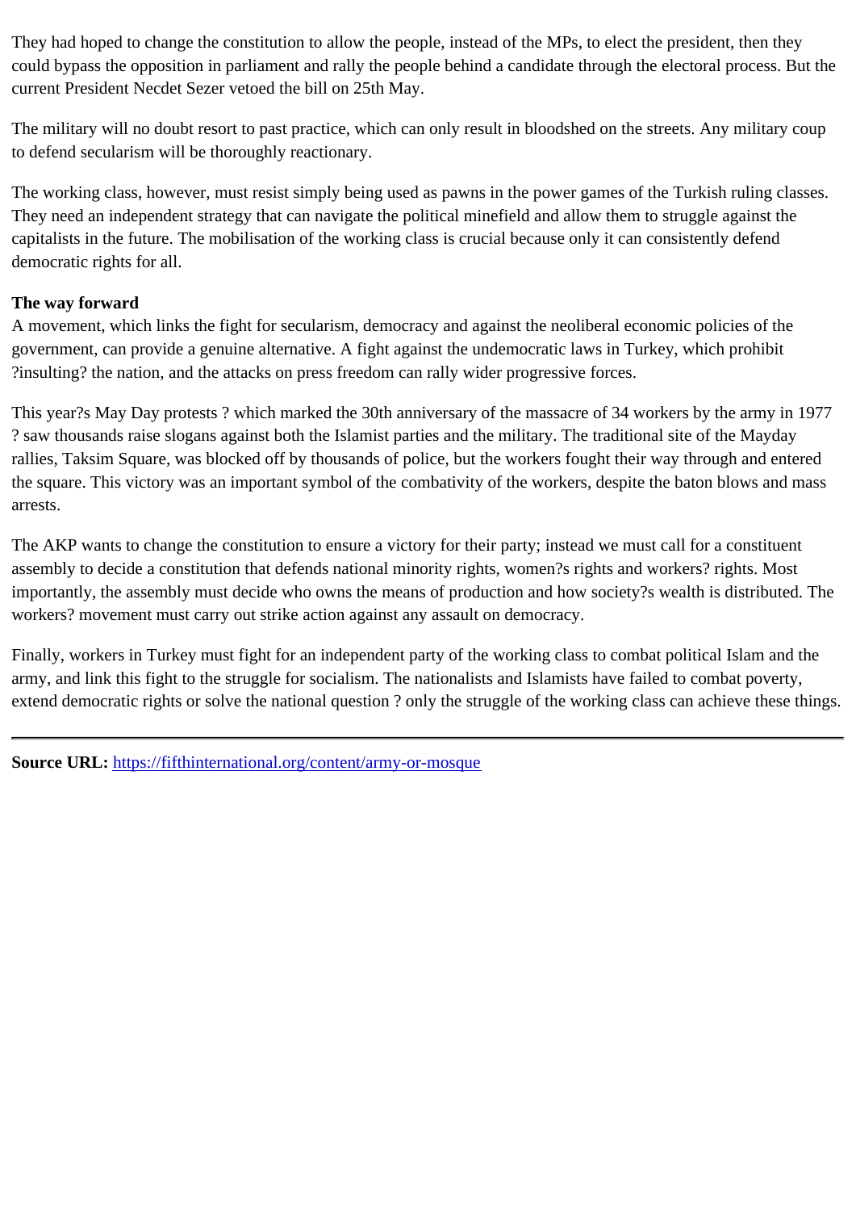They had hoped to change the constitution to allow the people, instead of the MPs, to elect the president, then they could bypass the opposition in parliament and rally the people behind a candidate through the electoral process. But the current President Necdet Sezer vetoed the bill on 25th May.

The military will no doubt resort to past practice, which can only result in bloodshed on the streets. Any military coup to defend secularism will be thoroughly reactionary.

The working class, however, must resist simply being used as pawns in the power games of the Turkish ruling classes. They need an independent strategy that can navigate the political minefield and allow them to struggle against the capitalists in the future. The mobilisation of the working class is crucial because only it can consistently defend democratic rights for all.

**The way forward**

A movement, which links the fight for secularism, democracy and against the neoliberal economic policies of the government, can provide a genuine alternative. A fight against the undemocratic laws in Turkey, which prohibit ?insulting? the nation, and the attacks on press freedom can rally wider progressive forces.

This year?s May Day protests ? which marked the 30th anniversary of the massacre of 34 workers by the army in 1977 ? saw thousands raise slogans against both the Islamist parties and the military. The traditional site of the Mayday rallies, Taksim Square, was blocked off by thousands of police, but the workers fought their way through and entered the square. This victory was an important symbol of the combativity of the workers, despite the baton blows and mass arrests.

The AKP wants to change the constitution to ensure a victory for their party; instead we must call for a constituent assembly to decide a constitution that defends national minority rights, women?s rights and workers? rights. Most importantly, the assembly must decide who owns the means of production and how society?s wealth is distributed. The workers? movement must carry out strike action against any assault on democracy.

Finally, workers in Turkey must fight for an independent party of the working class to combat political Islam and the army, and link this fight to the struggle for socialism. The nationalists and Islamists have failed to combat poverty, extend democratic rights or solve the national question ? only the struggle of the working class can achieve these things.

---

**Source URL:** https://fifthinternational.org/content/army-or-mosque